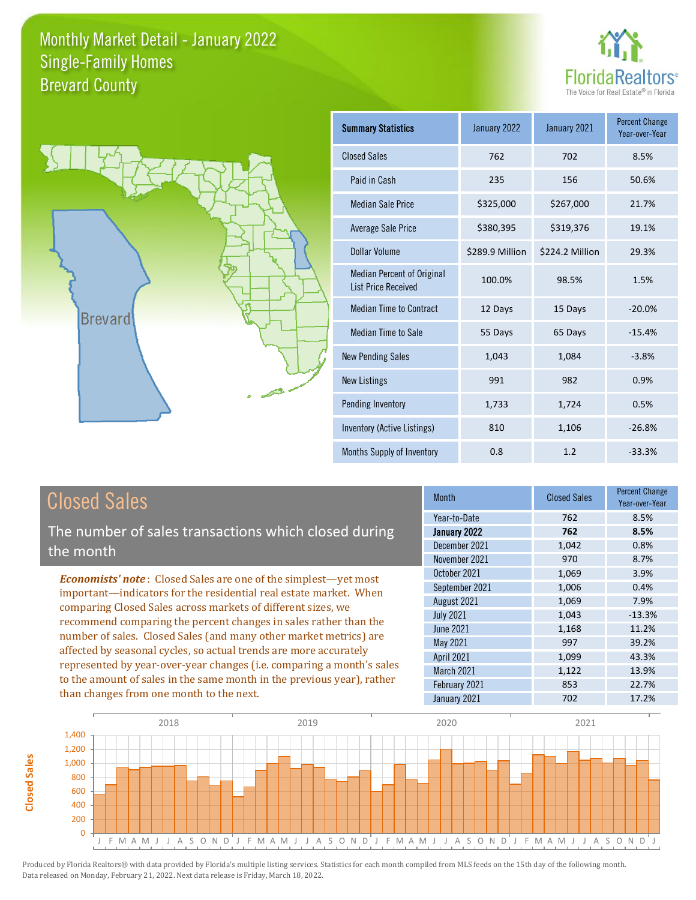# Monthly Market Detail - January 2022
## Single-Family Homes
## Brevard County

FloridaRealtors®
The Voice for Real Estate® in Florida

Brevard

| Summary Statistics | January 2022 | January 2021 | Percent Change Year-over-Year |
|---|---|---|---|
| Closed Sales | 762 | 702 | 8.5% |
| Paid in Cash | 235 | 156 | 50.6% |
| Median Sale Price | $325,000 | $267,000 | 21.7% |
| Average Sale Price | $380,395 | $319,376 | 19.1% |
| Dollar Volume | $289.9 Million | $224.2 Million | 29.3% |
| Median Percent of Original List Price Received | 100.0% | 98.5% | 1.5% |
| Median Time to Contract | 12 Days | 15 Days | -20.0% |
| Median Time to Sale | 55 Days | 65 Days | -15.4% |
| New Pending Sales | 1,043 | 1,084 | -3.8% |
| New Listings | 991 | 982 | 0.9% |
| Pending Inventory | 1,733 | 1,724 | 0.5% |
| Inventory (Active Listings) | 810 | 1,106 | -26.8% |
| Months Supply of Inventory | 0.8 | 1.2 | -33.3% |

## Closed Sales

The number of sales transactions which closed during the month

*Economists' note*: Closed Sales are one of the simplest—yet most important—indicators for the residential real estate market. When comparing Closed Sales across markets of different sizes, we recommend comparing the percent changes in sales rather than the number of sales. Closed Sales (and many other market metrics) are affected by seasonal cycles, so actual trends are more accurately represented by year-over-year changes (i.e. comparing a month's sales to the amount of sales in the same month in the previous year), rather than changes from one month to the next.

| Month | Closed Sales | Percent Change Year-over-Year |
|---|---|---|
| Year-to-Date | 762 | 8.5% |
| **January 2022** | **762** | **8.5%** |
| December 2021 | 1,042 | 0.8% |
| November 2021 | 970 | 8.7% |
| October 2021 | 1,069 | 3.9% |
| September 2021 | 1,006 | 0.4% |
| August 2021 | 1,069 | 7.9% |
| July 2021 | 1,043 | -13.3% |
| June 2021 | 1,168 | 11.2% |
| May 2021 | 997 | 39.2% |
| April 2021 | 1,099 | 43.3% |
| March 2021 | 1,122 | 13.9% |
| February 2021 | 853 | 22.7% |
| January 2021 | 702 | 17.2% |

Produced by Florida Realtors® with data provided by Florida's multiple listing services. Statistics for each month compiled from MLS feeds on the 15th day of the following month. Data released on Monday, February 21, 2022. Next data release is Friday, March 18, 2022.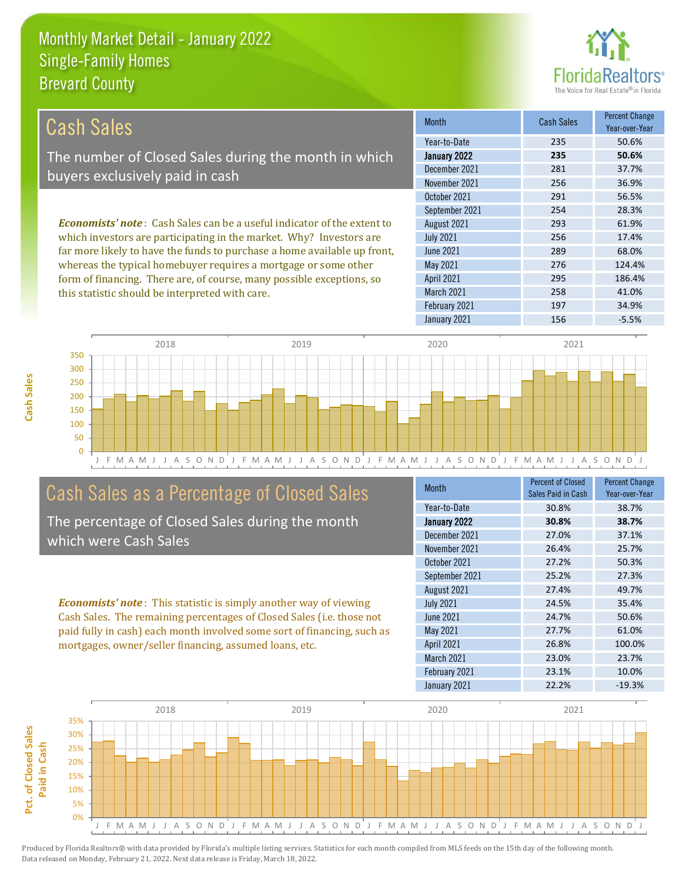# Monthly Market Detail - January 2022
## Single-Family Homes
## Brevard County

## Cash Sales

The number of Closed Sales during the month in which buyers exclusively paid in cash

***Economists' note***: Cash Sales can be a useful indicator of the extent to which investors are participating in the market. Why? Investors are far more likely to have the funds to purchase a home available up front, whereas the typical homebuyer requires a mortgage or some other form of financing. There are, of course, many possible exceptions, so this statistic should be interpreted with care.

| Month | Cash Sales | Percent Change Year-over-Year |
|---|---|---|
| Year-to-Date | 235 | 50.6% |
| **January 2022** | **235** | **50.6%** |
| December 2021 | 281 | 37.7% |
| November 2021 | 256 | 36.9% |
| October 2021 | 291 | 56.5% |
| September 2021 | 254 | 28.3% |
| August 2021 | 293 | 61.9% |
| July 2021 | 256 | 17.4% |
| June 2021 | 289 | 68.0% |
| May 2021 | 276 | 124.4% |
| April 2021 | 295 | 186.4% |
| March 2021 | 258 | 41.0% |
| February 2021 | 197 | 34.9% |
| January 2021 | 156 | -5.5% |

## Cash Sales as a Percentage of Closed Sales

The percentage of Closed Sales during the month which were Cash Sales

***Economists' note***: This statistic is simply another way of viewing Cash Sales. The remaining percentages of Closed Sales (i.e. those not paid fully in cash) each month involved some sort of financing, such as mortgages, owner/seller financing, assumed loans, etc.

| Month | Percent of Closed Sales Paid in Cash | Percent Change Year-over-Year |
|---|---|---|
| Year-to-Date | 30.8% | 38.7% |
| **January 2022** | **30.8%** | **38.7%** |
| December 2021 | 27.0% | 37.1% |
| November 2021 | 26.4% | 25.7% |
| October 2021 | 27.2% | 50.3% |
| September 2021 | 25.2% | 27.3% |
| August 2021 | 27.4% | 49.7% |
| July 2021 | 24.5% | 35.4% |
| June 2021 | 24.7% | 50.6% |
| May 2021 | 27.7% | 61.0% |
| April 2021 | 26.8% | 100.0% |
| March 2021 | 23.0% | 23.7% |
| February 2021 | 23.1% | 10.0% |
| January 2021 | 22.2% | -19.3% |

Produced by Florida Realtors® with data provided by Florida's multiple listing services. Statistics for each month compiled from MLS feeds on the 15th day of the following month. Data released on Monday, February 21, 2022. Next data release is Friday, March 18, 2022.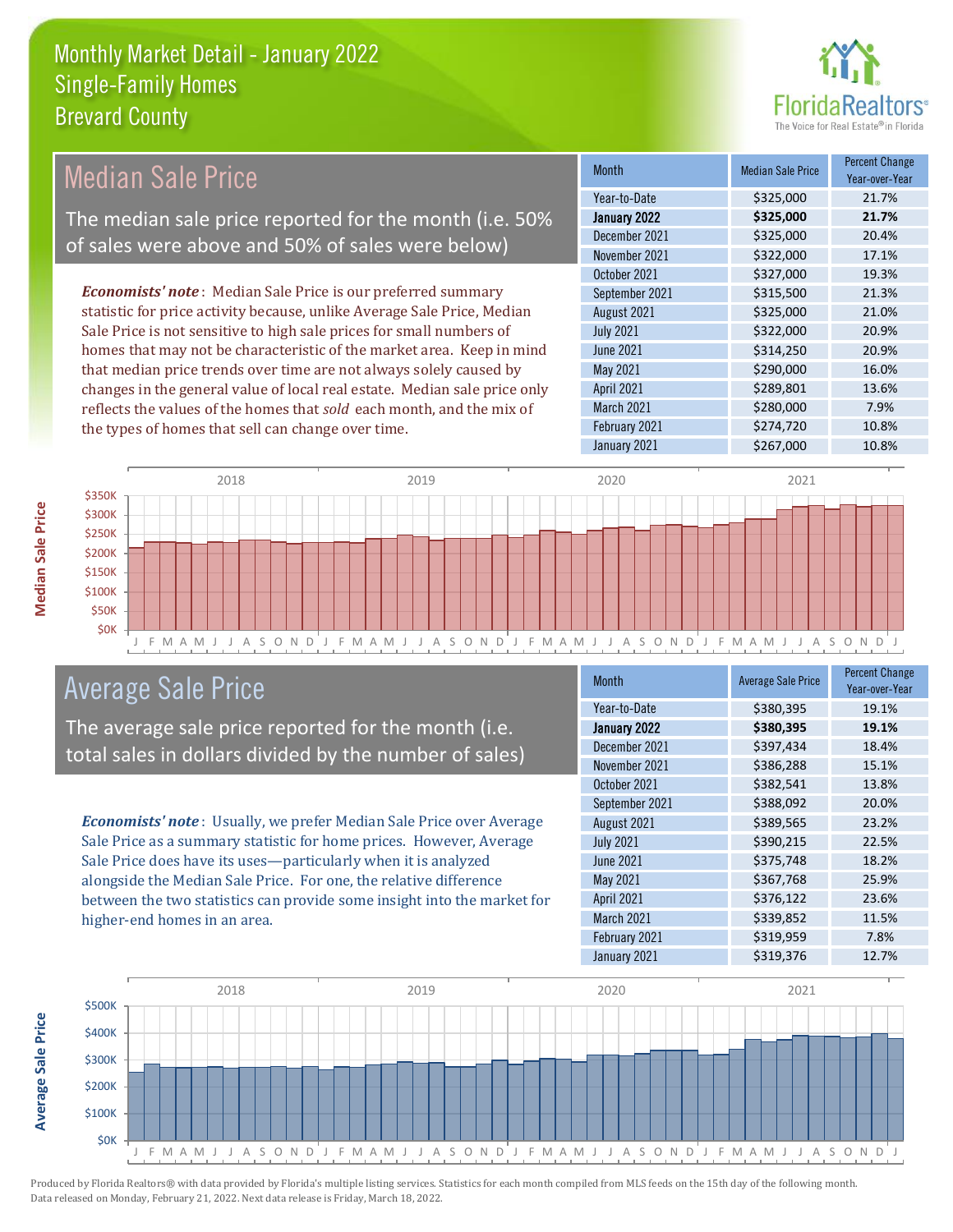# Monthly Market Detail - January 2022
## Single-Family Homes
## Brevard County

## Median Sale Price

The median sale price reported for the month (i.e. 50% of sales were above and 50% of sales were below)

*Economists' note*: Median Sale Price is our preferred summary statistic for price activity because, unlike Average Sale Price, Median Sale Price is not sensitive to high sale prices for small numbers of homes that may not be characteristic of the market area. Keep in mind that median price trends over time are not always solely caused by changes in the general value of local real estate. Median sale price only reflects the values of the homes that *sold* each month, and the mix of the types of homes that sell can change over time.

| Month | Median Sale Price | Percent Change Year-over-Year |
|---|---|---|
| Year-to-Date | $325,000 | 21.7% |
| **January 2022** | **$325,000** | **21.7%** |
| December 2021 | $325,000 | 20.4% |
| November 2021 | $322,000 | 17.1% |
| October 2021 | $327,000 | 19.3% |
| September 2021 | $315,500 | 21.3% |
| August 2021 | $325,000 | 21.0% |
| July 2021 | $322,000 | 20.9% |
| June 2021 | $314,250 | 20.9% |
| May 2021 | $290,000 | 16.0% |
| April 2021 | $289,801 | 13.6% |
| March 2021 | $280,000 | 7.9% |
| February 2021 | $274,720 | 10.8% |
| January 2021 | $267,000 | 10.8% |

## Average Sale Price

The average sale price reported for the month (i.e. total sales in dollars divided by the number of sales)

*Economists' note*: Usually, we prefer Median Sale Price over Average Sale Price as a summary statistic for home prices. However, Average Sale Price does have its uses—particularly when it is analyzed alongside the Median Sale Price. For one, the relative difference between the two statistics can provide some insight into the market for higher-end homes in an area.

| Month | Average Sale Price | Percent Change Year-over-Year |
|---|---|---|
| Year-to-Date | $380,395 | 19.1% |
| **January 2022** | **$380,395** | **19.1%** |
| December 2021 | $397,434 | 18.4% |
| November 2021 | $386,288 | 15.1% |
| October 2021 | $382,541 | 13.8% |
| September 2021 | $388,092 | 20.0% |
| August 2021 | $389,565 | 23.2% |
| July 2021 | $390,215 | 22.5% |
| June 2021 | $375,748 | 18.2% |
| May 2021 | $367,768 | 25.9% |
| April 2021 | $376,122 | 23.6% |
| March 2021 | $339,852 | 11.5% |
| February 2021 | $319,959 | 7.8% |
| January 2021 | $319,376 | 12.7% |

Produced by Florida Realtors® with data provided by Florida's multiple listing services. Statistics for each month compiled from MLS feeds on the 15th day of the following month. Data released on Monday, February 21, 2022. Next data release is Friday, March 18, 2022.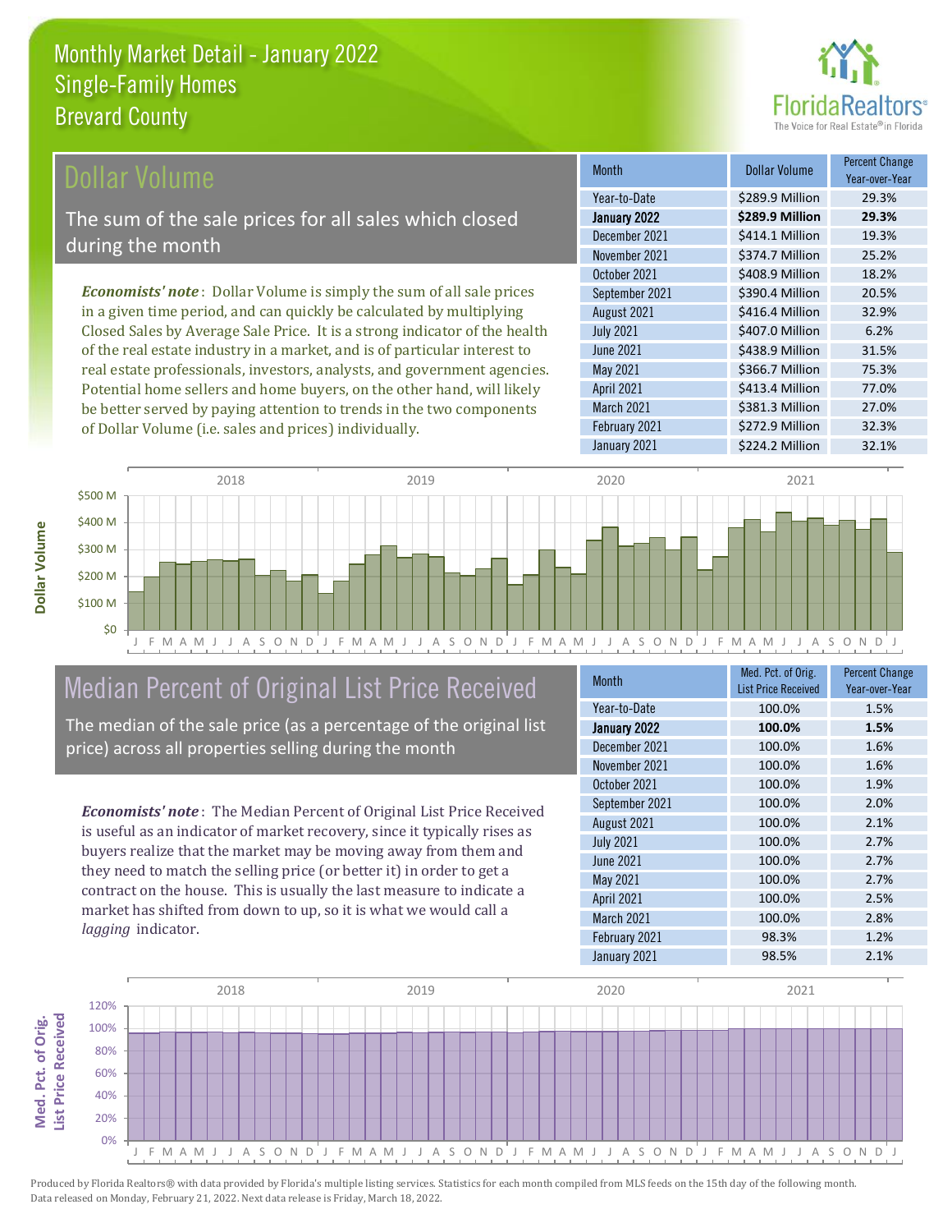# Monthly Market Detail - January 2022
## Single-Family Homes
## Brevard County

## Dollar Volume

The sum of the sale prices for all sales which closed during the month

*Economists' note*: Dollar Volume is simply the sum of all sale prices in a given time period, and can quickly be calculated by multiplying Closed Sales by Average Sale Price. It is a strong indicator of the health of the real estate industry in a market, and is of particular interest to real estate professionals, investors, analysts, and government agencies. Potential home sellers and home buyers, on the other hand, will likely be better served by paying attention to trends in the two components of Dollar Volume (i.e. sales and prices) individually.

| Month | Dollar Volume | Percent Change Year-over-Year |
|---|---|---|
| Year-to-Date | $289.9 Million | 29.3% |
| **January 2022** | **$289.9 Million** | **29.3%** |
| December 2021 | $414.1 Million | 19.3% |
| November 2021 | $374.7 Million | 25.2% |
| October 2021 | $408.9 Million | 18.2% |
| September 2021 | $390.4 Million | 20.5% |
| August 2021 | $416.4 Million | 32.9% |
| July 2021 | $407.0 Million | 6.2% |
| June 2021 | $438.9 Million | 31.5% |
| May 2021 | $366.7 Million | 75.3% |
| April 2021 | $413.4 Million | 77.0% |
| March 2021 | $381.3 Million | 27.0% |
| February 2021 | $272.9 Million | 32.3% |
| January 2021 | $224.2 Million | 32.1% |

## Median Percent of Original List Price Received

The median of the sale price (as a percentage of the original list price) across all properties selling during the month

*Economists' note*: The Median Percent of Original List Price Received is useful as an indicator of market recovery, since it typically rises as buyers realize that the market may be moving away from them and they need to match the selling price (or better it) in order to get a contract on the house. This is usually the last measure to indicate a market has shifted from down to up, so it is what we would call a *lagging* indicator.

| Month | Med. Pct. of Orig. List Price Received | Percent Change Year-over-Year |
|---|---|---|
| Year-to-Date | 100.0% | 1.5% |
| **January 2022** | **100.0%** | **1.5%** |
| December 2021 | 100.0% | 1.6% |
| November 2021 | 100.0% | 1.6% |
| October 2021 | 100.0% | 1.9% |
| September 2021 | 100.0% | 2.0% |
| August 2021 | 100.0% | 2.1% |
| July 2021 | 100.0% | 2.7% |
| June 2021 | 100.0% | 2.7% |
| May 2021 | 100.0% | 2.7% |
| April 2021 | 100.0% | 2.5% |
| March 2021 | 100.0% | 2.8% |
| February 2021 | 98.3% | 1.2% |
| January 2021 | 98.5% | 2.1% |

Produced by Florida Realtors® with data provided by Florida's multiple listing services. Statistics for each month compiled from MLS feeds on the 15th day of the following month. Data released on Monday, February 21, 2022. Next data release is Friday, March 18, 2022.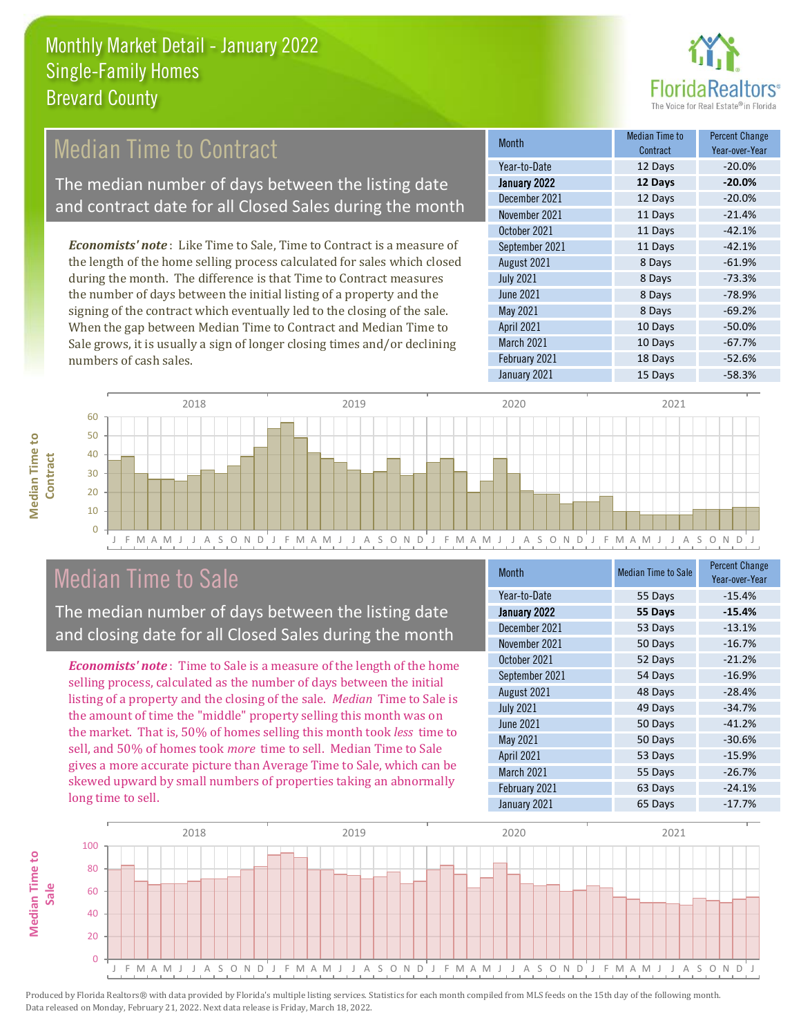# Monthly Market Detail - January 2022
## Single-Family Homes
## Brevard County

## Median Time to Contract

The median number of days between the listing date and contract date for all Closed Sales during the month

*Economists' note*: Like Time to Sale, Time to Contract is a measure of the length of the home selling process calculated for sales which closed during the month. The difference is that Time to Contract measures the number of days between the initial listing of a property and the signing of the contract which eventually led to the closing of the sale. When the gap between Median Time to Contract and Median Time to Sale grows, it is usually a sign of longer closing times and/or declining numbers of cash sales.

| Month | Median Time to Contract | Percent Change Year-over-Year |
|---|---|---|
| Year-to-Date | 12 Days | -20.0% |
| **January 2022** | **12 Days** | **-20.0%** |
| December 2021 | 12 Days | -20.0% |
| November 2021 | 11 Days | -21.4% |
| October 2021 | 11 Days | -42.1% |
| September 2021 | 11 Days | -42.1% |
| August 2021 | 8 Days | -61.9% |
| July 2021 | 8 Days | -73.3% |
| June 2021 | 8 Days | -78.9% |
| May 2021 | 8 Days | -69.2% |
| April 2021 | 10 Days | -50.0% |
| March 2021 | 10 Days | -67.7% |
| February 2021 | 18 Days | -52.6% |
| January 2021 | 15 Days | -58.3% |

## Median Time to Sale

The median number of days between the listing date and closing date for all Closed Sales during the month

*Economists' note*: Time to Sale is a measure of the length of the home selling process, calculated as the number of days between the initial listing of a property and the closing of the sale. *Median* Time to Sale is the amount of time the "middle" property selling this month was on the market. That is, 50% of homes selling this month took *less* time to sell, and 50% of homes took *more* time to sell. Median Time to Sale gives a more accurate picture than Average Time to Sale, which can be skewed upward by small numbers of properties taking an abnormally long time to sell.

| Month | Median Time to Sale | Percent Change Year-over-Year |
|---|---|---|
| Year-to-Date | 55 Days | -15.4% |
| **January 2022** | **55 Days** | **-15.4%** |
| December 2021 | 53 Days | -13.1% |
| November 2021 | 50 Days | -16.7% |
| October 2021 | 52 Days | -21.2% |
| September 2021 | 54 Days | -16.9% |
| August 2021 | 48 Days | -28.4% |
| July 2021 | 49 Days | -34.7% |
| June 2021 | 50 Days | -41.2% |
| May 2021 | 50 Days | -30.6% |
| April 2021 | 53 Days | -15.9% |
| March 2021 | 55 Days | -26.7% |
| February 2021 | 63 Days | -24.1% |
| January 2021 | 65 Days | -17.7% |

Produced by Florida Realtors® with data provided by Florida's multiple listing services. Statistics for each month compiled from MLS feeds on the 15th day of the following month. Data released on Monday, February 21, 2022. Next data release is Friday, March 18, 2022.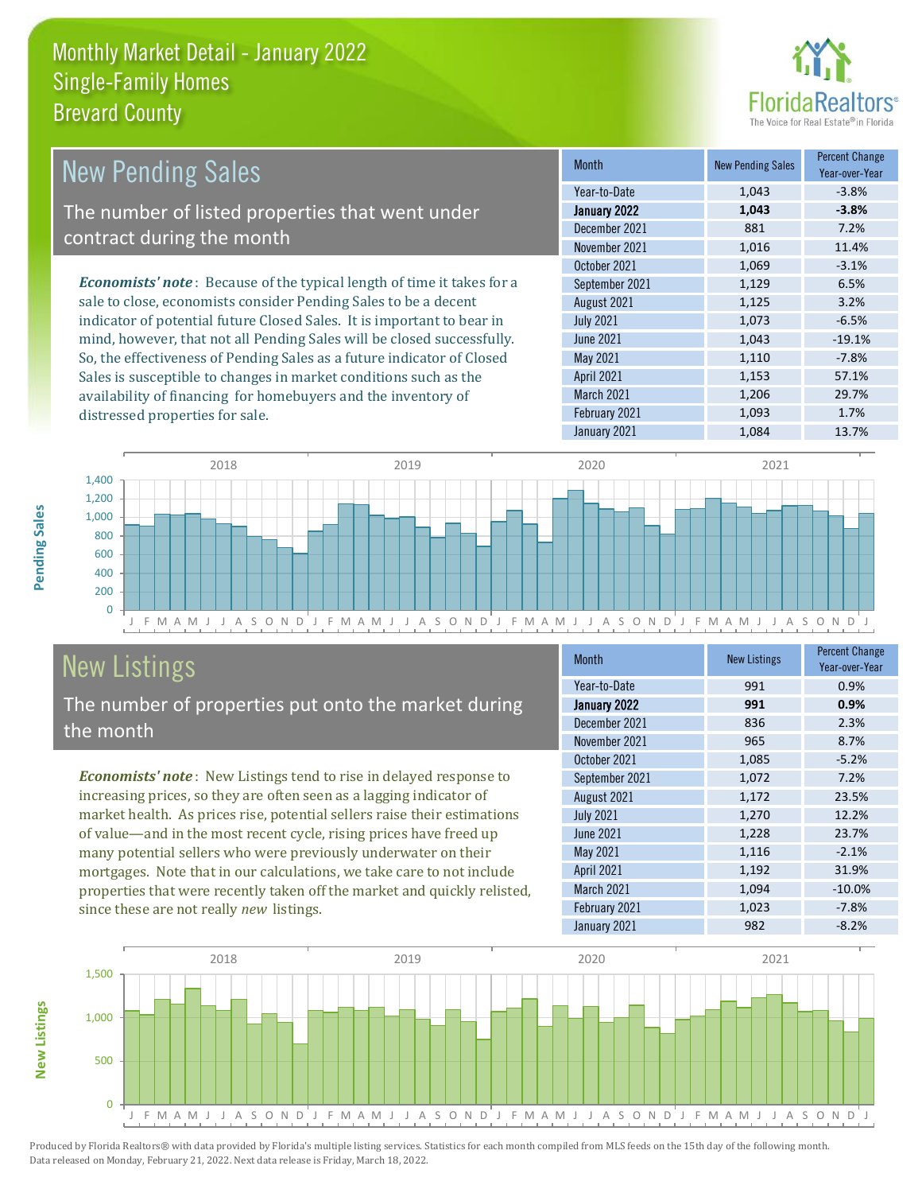# Monthly Market Detail - January 2022
## Single-Family Homes
## Brevard County

## New Pending Sales

The number of listed properties that went under contract during the month

*Economists' note*: Because of the typical length of time it takes for a sale to close, economists consider Pending Sales to be a decent indicator of potential future Closed Sales. It is important to bear in mind, however, that not all Pending Sales will be closed successfully. So, the effectiveness of Pending Sales as a future indicator of Closed Sales is susceptible to changes in market conditions such as the availability of financing for homebuyers and the inventory of distressed properties for sale.

| Month | New Pending Sales | Percent Change Year-over-Year |
|---|---|---|
| Year-to-Date | 1,043 | -3.8% |
| **January 2022** | **1,043** | **-3.8%** |
| December 2021 | 881 | 7.2% |
| November 2021 | 1,016 | 11.4% |
| October 2021 | 1,069 | -3.1% |
| September 2021 | 1,129 | 6.5% |
| August 2021 | 1,125 | 3.2% |
| July 2021 | 1,073 | -6.5% |
| June 2021 | 1,043 | -19.1% |
| May 2021 | 1,110 | -7.8% |
| April 2021 | 1,153 | 57.1% |
| March 2021 | 1,206 | 29.7% |
| February 2021 | 1,093 | 1.7% |
| January 2021 | 1,084 | 13.7% |

## New Listings

The number of properties put onto the market during the month

*Economists' note*: New Listings tend to rise in delayed response to increasing prices, so they are often seen as a lagging indicator of market health. As prices rise, potential sellers raise their estimations of value—and in the most recent cycle, rising prices have freed up many potential sellers who were previously underwater on their mortgages. Note that in our calculations, we take care to not include properties that were recently taken off the market and quickly relisted, since these are not really *new* listings.

| Month | New Listings | Percent Change Year-over-Year |
|---|---|---|
| Year-to-Date | 991 | 0.9% |
| **January 2022** | **991** | **0.9%** |
| December 2021 | 836 | 2.3% |
| November 2021 | 965 | 8.7% |
| October 2021 | 1,085 | -5.2% |
| September 2021 | 1,072 | 7.2% |
| August 2021 | 1,172 | 23.5% |
| July 2021 | 1,270 | 12.2% |
| June 2021 | 1,228 | 23.7% |
| May 2021 | 1,116 | -2.1% |
| April 2021 | 1,192 | 31.9% |
| March 2021 | 1,094 | -10.0% |
| February 2021 | 1,023 | -7.8% |
| January 2021 | 982 | -8.2% |

Produced by Florida Realtors® with data provided by Florida's multiple listing services. Statistics for each month compiled from MLS feeds on the 15th day of the following month. Data released on Monday, February 21, 2022. Next data release is Friday, March 18, 2022.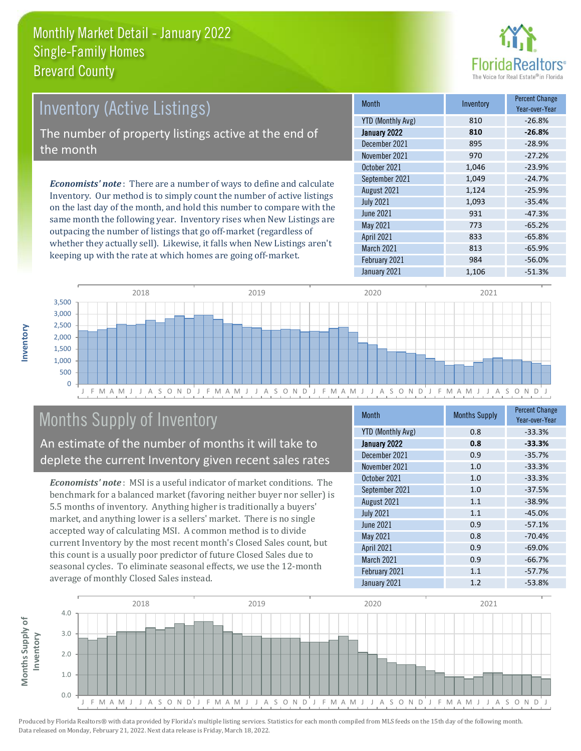# Monthly Market Detail - January 2022
## Single-Family Homes
## Brevard County

## Inventory (Active Listings)

The number of property listings active at the end of the month

*Economists' note*: There are a number of ways to define and calculate Inventory. Our method is to simply count the number of active listings on the last day of the month, and hold this number to compare with the same month the following year. Inventory rises when New Listings are outpacing the number of listings that go off-market (regardless of whether they actually sell). Likewise, it falls when New Listings aren't keeping up with the rate at which homes are going off-market.

| Month | Inventory | Percent Change Year-over-Year |
|---|---|---|
| YTD (Monthly Avg) | 810 | -26.8% |
| **January 2022** | **810** | **-26.8%** |
| December 2021 | 895 | -28.9% |
| November 2021 | 970 | -27.2% |
| October 2021 | 1,046 | -23.9% |
| September 2021 | 1,049 | -24.7% |
| August 2021 | 1,124 | -25.9% |
| July 2021 | 1,093 | -35.4% |
| June 2021 | 931 | -47.3% |
| May 2021 | 773 | -65.2% |
| April 2021 | 833 | -65.8% |
| March 2021 | 813 | -65.9% |
| February 2021 | 984 | -56.0% |
| January 2021 | 1,106 | -51.3% |

## Months Supply of Inventory

An estimate of the number of months it will take to deplete the current Inventory given recent sales rates

*Economists' note*: MSI is a useful indicator of market conditions. The benchmark for a balanced market (favoring neither buyer nor seller) is 5.5 months of inventory. Anything higher is traditionally a buyers' market, and anything lower is a sellers' market. There is no single accepted way of calculating MSI. A common method is to divide current Inventory by the most recent month's Closed Sales count, but this count is a usually poor predictor of future Closed Sales due to seasonal cycles. To eliminate seasonal effects, we use the 12-month average of monthly Closed Sales instead.

| Month | Months Supply | Percent Change Year-over-Year |
|---|---|---|
| YTD (Monthly Avg) | 0.8 | -33.3% |
| **January 2022** | **0.8** | **-33.3%** |
| December 2021 | 0.9 | -35.7% |
| November 2021 | 1.0 | -33.3% |
| October 2021 | 1.0 | -33.3% |
| September 2021 | 1.0 | -37.5% |
| August 2021 | 1.1 | -38.9% |
| July 2021 | 1.1 | -45.0% |
| June 2021 | 0.9 | -57.1% |
| May 2021 | 0.8 | -70.4% |
| April 2021 | 0.9 | -69.0% |
| March 2021 | 0.9 | -66.7% |
| February 2021 | 1.1 | -57.7% |
| January 2021 | 1.2 | -53.8% |

Produced by Florida Realtors® with data provided by Florida's multiple listing services. Statistics for each month compiled from MLS feeds on the 15th day of the following month. Data released on Monday, February 21, 2022. Next data release is Friday, March 18, 2022.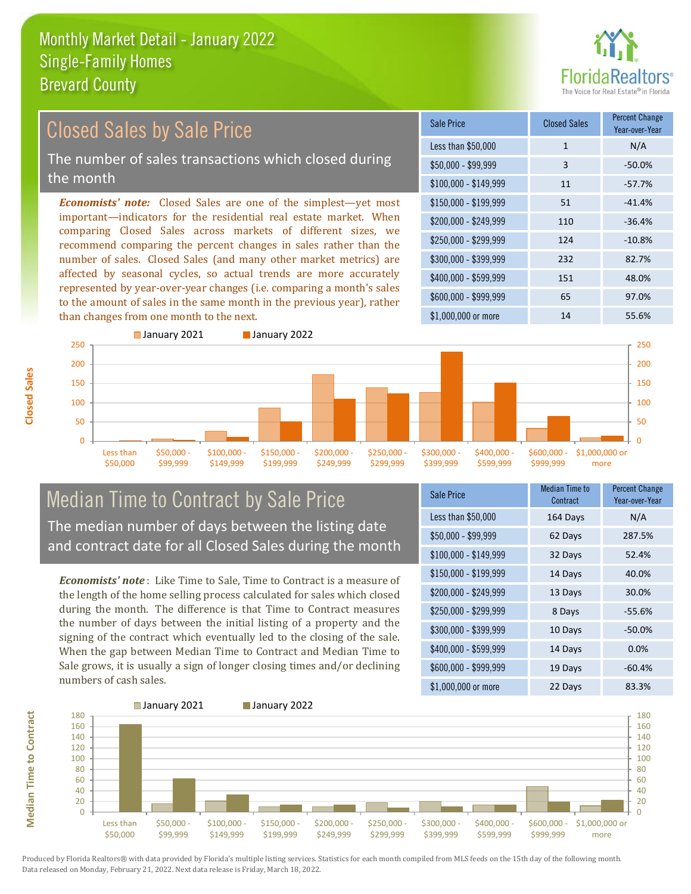# Monthly Market Detail - January 2022
## Single-Family Homes
## Brevard County

## Closed Sales by Sale Price

The number of sales transactions which closed during the month

*Economists' note:* Closed Sales are one of the simplest—yet most important—indicators for the residential real estate market. When comparing Closed Sales across markets of different sizes, we recommend comparing the percent changes in sales rather than the number of sales. Closed Sales (and many other market metrics) are affected by seasonal cycles, so actual trends are more accurately represented by year-over-year changes (i.e. comparing a month's sales to the amount of sales in the same month in the previous year), rather than changes from one month to the next.

| Sale Price | Closed Sales | Percent Change Year-over-Year |
|---|---|---|
| Less than $50,000 | 1 | N/A |
| $50,000 - $99,999 | 3 | -50.0% |
| $100,000 - $149,999 | 11 | -57.7% |
| $150,000 - $199,999 | 51 | -41.4% |
| $200,000 - $249,999 | 110 | -36.4% |
| $250,000 - $299,999 | 124 | -10.8% |
| $300,000 - $399,999 | 232 | 82.7% |
| $400,000 - $599,999 | 151 | 48.0% |
| $600,000 - $999,999 | 65 | 97.0% |
| $1,000,000 or more | 14 | 55.6% |

## Median Time to Contract by Sale Price

The median number of days between the listing date and contract date for all Closed Sales during the month

*Economists' note*: Like Time to Sale, Time to Contract is a measure of the length of the home selling process calculated for sales which closed during the month. The difference is that Time to Contract measures the number of days between the initial listing of a property and the signing of the contract which eventually led to the closing of the sale. When the gap between Median Time to Contract and Median Time to Sale grows, it is usually a sign of longer closing times and/or declining numbers of cash sales.

| Sale Price | Median Time to Contract | Percent Change Year-over-Year |
|---|---|---|
| Less than $50,000 | 164 Days | N/A |
| $50,000 - $99,999 | 62 Days | 287.5% |
| $100,000 - $149,999 | 32 Days | 52.4% |
| $150,000 - $199,999 | 14 Days | 40.0% |
| $200,000 - $249,999 | 13 Days | 30.0% |
| $250,000 - $299,999 | 8 Days | -55.6% |
| $300,000 - $399,999 | 10 Days | -50.0% |
| $400,000 - $599,999 | 14 Days | 0.0% |
| $600,000 - $999,999 | 19 Days | -60.4% |
| $1,000,000 or more | 22 Days | 83.3% |

Produced by Florida Realtors® with data provided by Florida's multiple listing services. Statistics for each month compiled from MLS feeds on the 15th day of the following month. Data released on Monday, February 21, 2022. Next data release is Friday, March 18, 2022.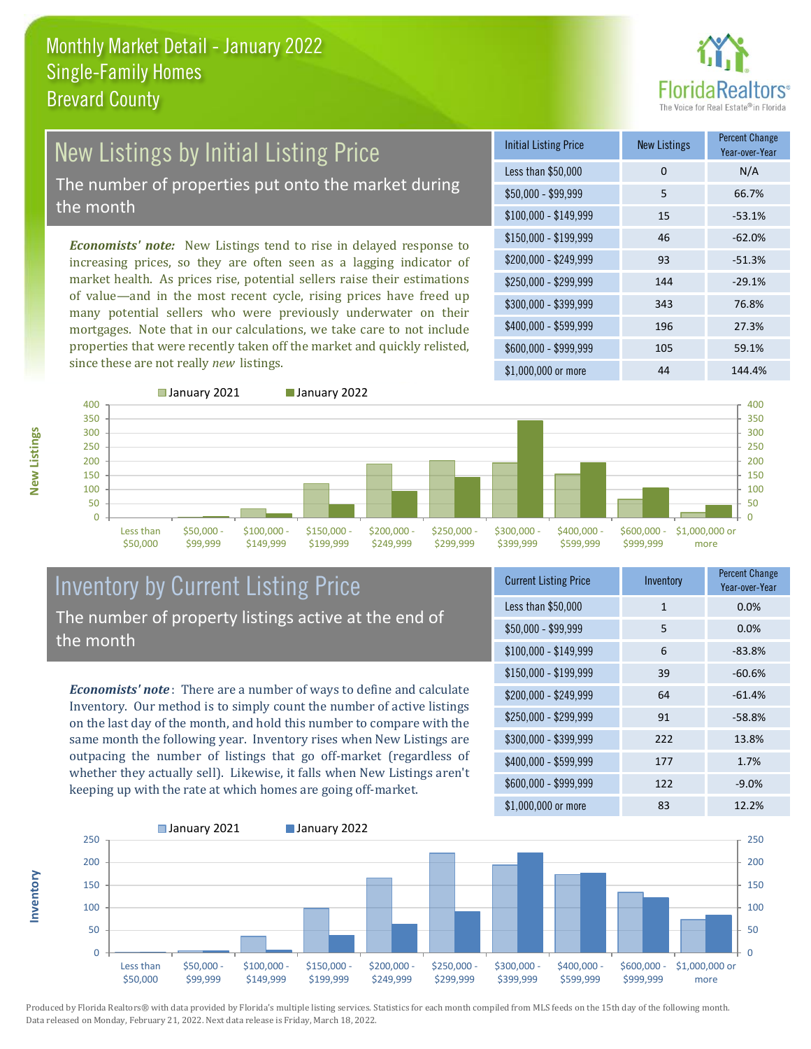# Monthly Market Detail - January 2022
## Single-Family Homes
## Brevard County

## New Listings by Initial Listing Price

The number of properties put onto the market during the month

*Economists' note:* New Listings tend to rise in delayed response to increasing prices, so they are often seen as a lagging indicator of market health. As prices rise, potential sellers raise their estimations of value—and in the most recent cycle, rising prices have freed up many potential sellers who were previously underwater on their mortgages. Note that in our calculations, we take care to not include properties that were recently taken off the market and quickly relisted, since these are not really *new* listings.

| Initial Listing Price | New Listings | Percent Change Year-over-Year |
|---|---|---|
| Less than $50,000 | 0 | N/A |
| $50,000 - $99,999 | 5 | 66.7% |
| $100,000 - $149,999 | 15 | -53.1% |
| $150,000 - $199,999 | 46 | -62.0% |
| $200,000 - $249,999 | 93 | -51.3% |
| $250,000 - $299,999 | 144 | -29.1% |
| $300,000 - $399,999 | 343 | 76.8% |
| $400,000 - $599,999 | 196 | 27.3% |
| $600,000 - $999,999 | 105 | 59.1% |
| $1,000,000 or more | 44 | 144.4% |

## Inventory by Current Listing Price

The number of property listings active at the end of the month

*Economists' note*: There are a number of ways to define and calculate Inventory. Our method is to simply count the number of active listings on the last day of the month, and hold this number to compare with the same month the following year. Inventory rises when New Listings are outpacing the number of listings that go off-market (regardless of whether they actually sell). Likewise, it falls when New Listings aren't keeping up with the rate at which homes are going off-market.

| Current Listing Price | Inventory | Percent Change Year-over-Year |
|---|---|---|
| Less than $50,000 | 1 | 0.0% |
| $50,000 - $99,999 | 5 | 0.0% |
| $100,000 - $149,999 | 6 | -83.8% |
| $150,000 - $199,999 | 39 | -60.6% |
| $200,000 - $249,999 | 64 | -61.4% |
| $250,000 - $299,999 | 91 | -58.8% |
| $300,000 - $399,999 | 222 | 13.8% |
| $400,000 - $599,999 | 177 | 1.7% |
| $600,000 - $999,999 | 122 | -9.0% |
| $1,000,000 or more | 83 | 12.2% |

Produced by Florida Realtors® with data provided by Florida's multiple listing services. Statistics for each month compiled from MLS feeds on the 15th day of the following month. Data released on Monday, February 21, 2022. Next data release is Friday, March 18, 2022.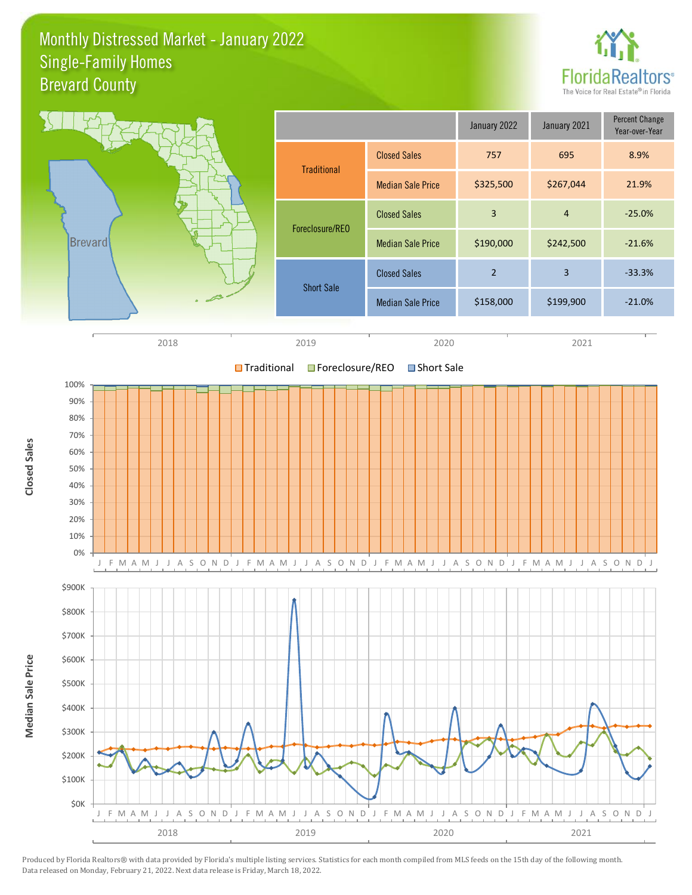# Monthly Distressed Market - January 2022
## Single-Family Homes
## Brevard County

FloridaRealtors® The Voice for Real Estate® in Florida

Brevard

| | | January 2022 | January 2021 | Percent Change Year-over-Year |
|---|---|---|---|---|
| Traditional | Closed Sales | 757 | 695 | 8.9% |
| | Median Sale Price | $325,500 | $267,044 | 21.9% |
| Foreclosure/REO | Closed Sales | 3 | 4 | -25.0% |
| | Median Sale Price | $190,000 | $242,500 | -21.6% |
| Short Sale | Closed Sales | 2 | 3 | -33.3% |
| | Median Sale Price | $158,000 | $199,900 | -21.0% |

2018 2019 2020 2021

Traditional Foreclosure/REO Short Sale

Closed Sales

100% 90% 80% 70% 60% 50% 40% 30% 20% 10% 0%

J F M A M J J A S O N D J F M A M J J A S O N D J F M A M J J A S O N D J F M A M J J A S O N D J

Median Sale Price

$900K $800K $700K $600K $500K $400K $300K $200K $100K $0K

J F M A M J J A S O N D J F M A M J J A S O N D J F M A M J J A S O N D J F M A M J J A S O N D J

2018 2019 2020 2021

Produced by Florida Realtors® with data provided by Florida's multiple listing services. Statistics for each month compiled from MLS feeds on the 15th day of the following month. Data released on Monday, February 21, 2022. Next data release is Friday, March 18, 2022.